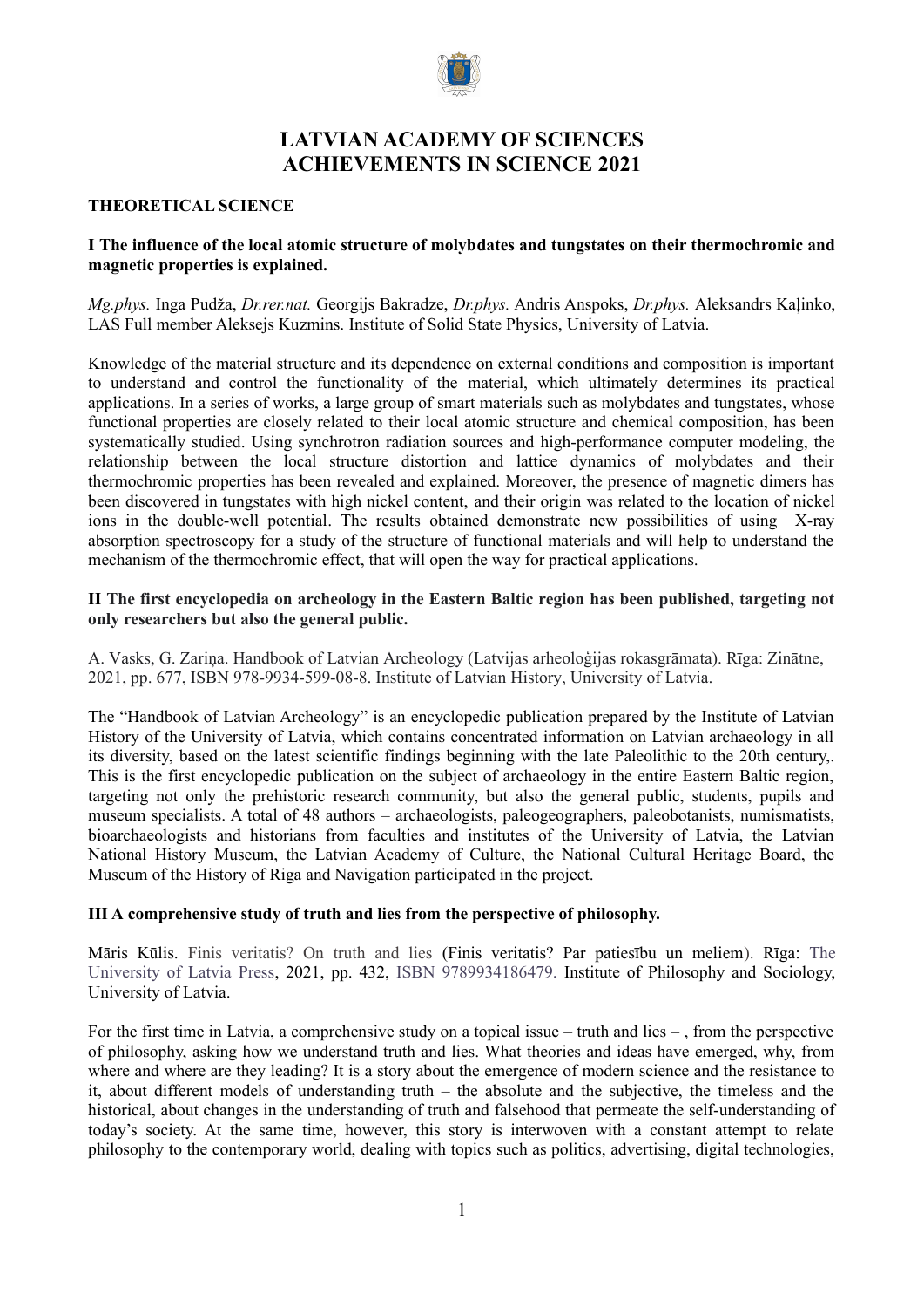# LATVIAN ACADEMY OF SCIENCES
# ACHIEVEMENTS IN SCIENCE 2021

## THEORETICAL SCIENCE

### I The influence of the local atomic structure of molybdates and tungstates on their thermochromic and magnetic properties is explained.

*Mg.phys.* Inga Pudža, *Dr.rer.nat.* Georgijs Bakradze, *Dr.phys.* Andris Anspoks, *Dr.phys.* Aleksandrs Kaļinko, LAS Full member Aleksejs Kuzmins. Institute of Solid State Physics, University of Latvia.

Knowledge of the material structure and its dependence on external conditions and composition is important to understand and control the functionality of the material, which ultimately determines its practical applications. In a series of works, a large group of smart materials such as molybdates and tungstates, whose functional properties are closely related to their local atomic structure and chemical composition, has been systematically studied. Using synchrotron radiation sources and high-performance computer modeling, the relationship between the local structure distortion and lattice dynamics of molybdates and their thermochromic properties has been revealed and explained. Moreover, the presence of magnetic dimers has been discovered in tungstates with high nickel content, and their origin was related to the location of nickel ions in the double-well potential. The results obtained demonstrate new possibilities of using X-ray absorption spectroscopy for a study of the structure of functional materials and will help to understand the mechanism of the thermochromic effect, that will open the way for practical applications.

### II The first encyclopedia on archeology in the Eastern Baltic region has been published, targeting not only researchers but also the general public.

A. Vasks, G. Zariņa. Handbook of Latvian Archeology (Latvijas arheoloģijas rokasgrāmata). Rīga: Zinātne, 2021, pp. 677, ISBN 978-9934-599-08-8. Institute of Latvian History, University of Latvia.

The "Handbook of Latvian Archeology" is an encyclopedic publication prepared by the Institute of Latvian History of the University of Latvia, which contains concentrated information on Latvian archaeology in all its diversity, based on the latest scientific findings beginning with the late Paleolithic to the 20th century,. This is the first encyclopedic publication on the subject of archaeology in the entire Eastern Baltic region, targeting not only the prehistoric research community, but also the general public, students, pupils and museum specialists. A total of 48 authors – archaeologists, paleogeographers, paleobotanists, numismatists, bioarchaeologists and historians from faculties and institutes of the University of Latvia, the Latvian National History Museum, the Latvian Academy of Culture, the National Cultural Heritage Board, the Museum of the History of Riga and Navigation participated in the project.

### III A comprehensive study of truth and lies from the perspective of philosophy.

Māris Kūlis. Finis veritatis? On truth and lies (Finis veritatis? Par patiesību un meliem). Rīga: The University of Latvia Press, 2021, pp. 432, ISBN 9789934186479. Institute of Philosophy and Sociology, University of Latvia.

For the first time in Latvia, a comprehensive study on a topical issue – truth and lies – , from the perspective of philosophy, asking how we understand truth and lies. What theories and ideas have emerged, why, from where and where are they leading? It is a story about the emergence of modern science and the resistance to it, about different models of understanding truth – the absolute and the subjective, the timeless and the historical, about changes in the understanding of truth and falsehood that permeate the self-understanding of today's society. At the same time, however, this story is interwoven with a constant attempt to relate philosophy to the contemporary world, dealing with topics such as politics, advertising, digital technologies,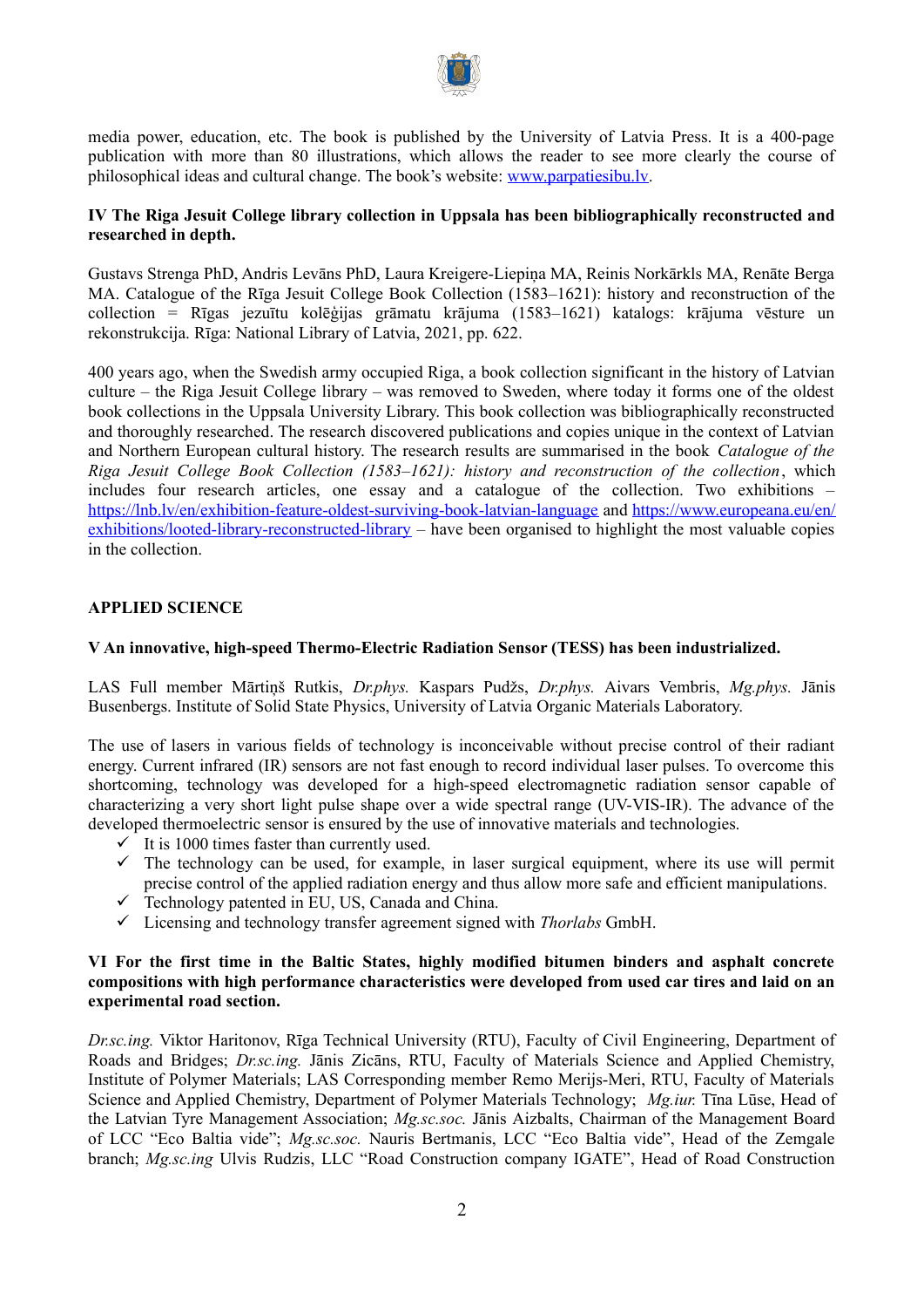media power, education, etc. The book is published by the University of Latvia Press. It is a 400-page publication with more than 80 illustrations, which allows the reader to see more clearly the course of philosophical ideas and cultural change. The book's website: [www.parpatiesibu.lv](www.parpatiesibu.lv).

**IV The Riga Jesuit College library collection in Uppsala has been bibliographically reconstructed and researched in depth.**

Gustavs Strenga PhD, Andris Levāns PhD, Laura Kreigere-Liepiņa MA, Reinis Norkārkls MA, Renāte Berga MA. Catalogue of the Rīga Jesuit College Book Collection (1583–1621): history and reconstruction of the collection = Rīgas jezuītu kolēģijas grāmatu krājuma (1583–1621) katalogs: krājuma vēsture un rekonstrukcija. Rīga: National Library of Latvia, 2021, pp. 622.

400 years ago, when the Swedish army occupied Riga, a book collection significant in the history of Latvian culture – the Riga Jesuit College library – was removed to Sweden, where today it forms one of the oldest book collections in the Uppsala University Library. This book collection was bibliographically reconstructed and thoroughly researched. The research discovered publications and copies unique in the context of Latvian and Northern European cultural history. The research results are summarised in the book *Catalogue of the Riga Jesuit College Book Collection (1583–1621): history and reconstruction of the collection*, which includes four research articles, one essay and a catalogue of the collection. Two exhibitions – [https://lnb.lv/en/exhibition-feature-oldest-surviving-book-latvian-language](https://lnb.lv/en/exhibition-feature-oldest-surviving-book-latvian-language) and [https://www.europeana.eu/en/exhibitions/looted-library-reconstructed-library](https://www.europeana.eu/en/exhibitions/looted-library-reconstructed-library) – have been organised to highlight the most valuable copies in the collection.

## APPLIED SCIENCE

**V An innovative, high-speed Thermo-Electric Radiation Sensor (TESS) has been industrialized.**

LAS Full member Mārtiņš Rutkis, *Dr.phys.* Kaspars Pudžs, *Dr.phys.* Aivars Vembris, *Mg.phys.* Jānis Busenbergs. Institute of Solid State Physics, University of Latvia Organic Materials Laboratory.

The use of lasers in various fields of technology is inconceivable without precise control of their radiant energy. Current infrared (IR) sensors are not fast enough to record individual laser pulses. To overcome this shortcoming, technology was developed for a high-speed electromagnetic radiation sensor capable of characterizing a very short light pulse shape over a wide spectral range (UV-VIS-IR). The advance of the developed thermoelectric sensor is ensured by the use of innovative materials and technologies.

- ✓ It is 1000 times faster than currently used.
- ✓ The technology can be used, for example, in laser surgical equipment, where its use will permit precise control of the applied radiation energy and thus allow more safe and efficient manipulations.
- ✓ Technology patented in EU, US, Canada and China.
- ✓ Licensing and technology transfer agreement signed with *Thorlabs* GmbH.

**VI For the first time in the Baltic States, highly modified bitumen binders and asphalt concrete compositions with high performance characteristics were developed from used car tires and laid on an experimental road section.**

*Dr.sc.ing.* Viktor Haritonov, Rīga Technical University (RTU), Faculty of Civil Engineering, Department of Roads and Bridges; *Dr.sc.ing.* Jānis Zicāns, RTU, Faculty of Materials Science and Applied Chemistry, Institute of Polymer Materials; LAS Corresponding member Remo Merijs-Meri, RTU, Faculty of Materials Science and Applied Chemistry, Department of Polymer Materials Technology; *Mg.iur.* Tīna Lūse, Head of the Latvian Tyre Management Association; *Mg.sc.soc.* Jānis Aizbalts, Chairman of the Management Board of LCC "Eco Baltia vide"; *Mg.sc.soc.* Nauris Bertmanis, LCC "Eco Baltia vide", Head of the Zemgale branch; *Mg.sc.ing* Ulvis Rudzis, LLC "Road Construction company IGATE", Head of Road Construction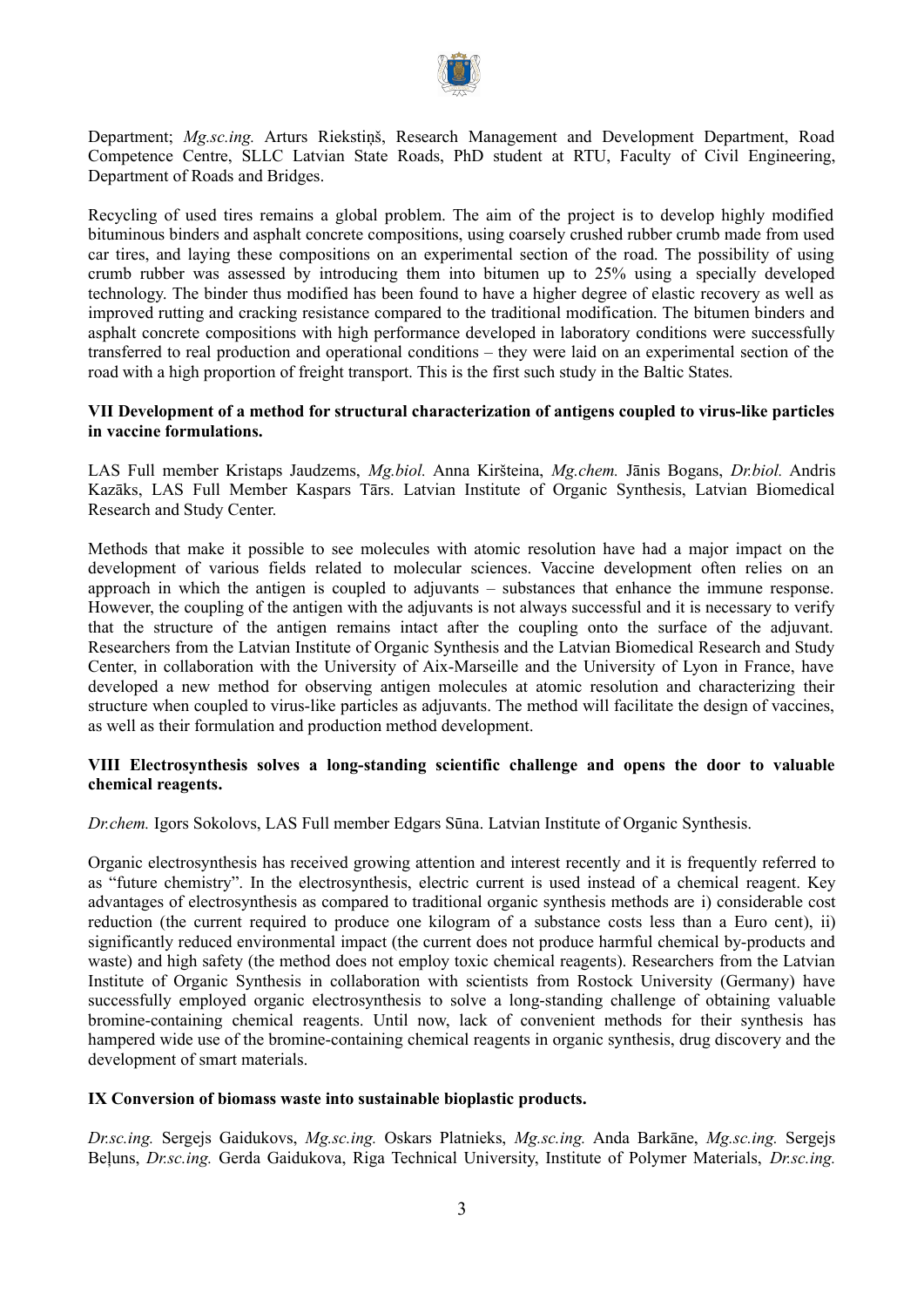Department; *Mg.sc.ing.* Arturs Riekstiņš, Research Management and Development Department, Road Competence Centre, SLLC Latvian State Roads, PhD student at RTU, Faculty of Civil Engineering, Department of Roads and Bridges.

Recycling of used tires remains a global problem. The aim of the project is to develop highly modified bituminous binders and asphalt concrete compositions, using coarsely crushed rubber crumb made from used car tires, and laying these compositions on an experimental section of the road. The possibility of using crumb rubber was assessed by introducing them into bitumen up to 25% using a specially developed technology. The binder thus modified has been found to have a higher degree of elastic recovery as well as improved rutting and cracking resistance compared to the traditional modification. The bitumen binders and asphalt concrete compositions with high performance developed in laboratory conditions were successfully transferred to real production and operational conditions – they were laid on an experimental section of the road with a high proportion of freight transport. This is the first such study in the Baltic States.

**VII Development of a method for structural characterization of antigens coupled to virus-like particles in vaccine formulations.**

LAS Full member Kristaps Jaudzems, *Mg.biol.* Anna Kiršteina, *Mg.chem.* Jānis Bogans, *Dr.biol.* Andris Kazāks, LAS Full Member Kaspars Tārs. Latvian Institute of Organic Synthesis, Latvian Biomedical Research and Study Center.

Methods that make it possible to see molecules with atomic resolution have had a major impact on the development of various fields related to molecular sciences. Vaccine development often relies on an approach in which the antigen is coupled to adjuvants – substances that enhance the immune response. However, the coupling of the antigen with the adjuvants is not always successful and it is necessary to verify that the structure of the antigen remains intact after the coupling onto the surface of the adjuvant. Researchers from the Latvian Institute of Organic Synthesis and the Latvian Biomedical Research and Study Center, in collaboration with the University of Aix-Marseille and the University of Lyon in France, have developed a new method for observing antigen molecules at atomic resolution and characterizing their structure when coupled to virus-like particles as adjuvants. The method will facilitate the design of vaccines, as well as their formulation and production method development.

**VIII Electrosynthesis solves a long-standing scientific challenge and opens the door to valuable chemical reagents.**

*Dr.chem.* Igors Sokolovs, LAS Full member Edgars Sūna. Latvian Institute of Organic Synthesis.

Organic electrosynthesis has received growing attention and interest recently and it is frequently referred to as "future chemistry". In the electrosynthesis, electric current is used instead of a chemical reagent. Key advantages of electrosynthesis as compared to traditional organic synthesis methods are i) considerable cost reduction (the current required to produce one kilogram of a substance costs less than a Euro cent), ii) significantly reduced environmental impact (the current does not produce harmful chemical by-products and waste) and high safety (the method does not employ toxic chemical reagents). Researchers from the Latvian Institute of Organic Synthesis in collaboration with scientists from Rostock University (Germany) have successfully employed organic electrosynthesis to solve a long-standing challenge of obtaining valuable bromine-containing chemical reagents. Until now, lack of convenient methods for their synthesis has hampered wide use of the bromine-containing chemical reagents in organic synthesis, drug discovery and the development of smart materials.

**IX Conversion of biomass waste into sustainable bioplastic products.**

*Dr.sc.ing.* Sergejs Gaidukovs, *Mg.sc.ing.* Oskars Platnieks, *Mg.sc.ing.* Anda Barkāne, *Mg.sc.ing.* Sergejs Beļuns, *Dr.sc.ing.* Gerda Gaidukova, Riga Technical University, Institute of Polymer Materials, *Dr.sc.ing.*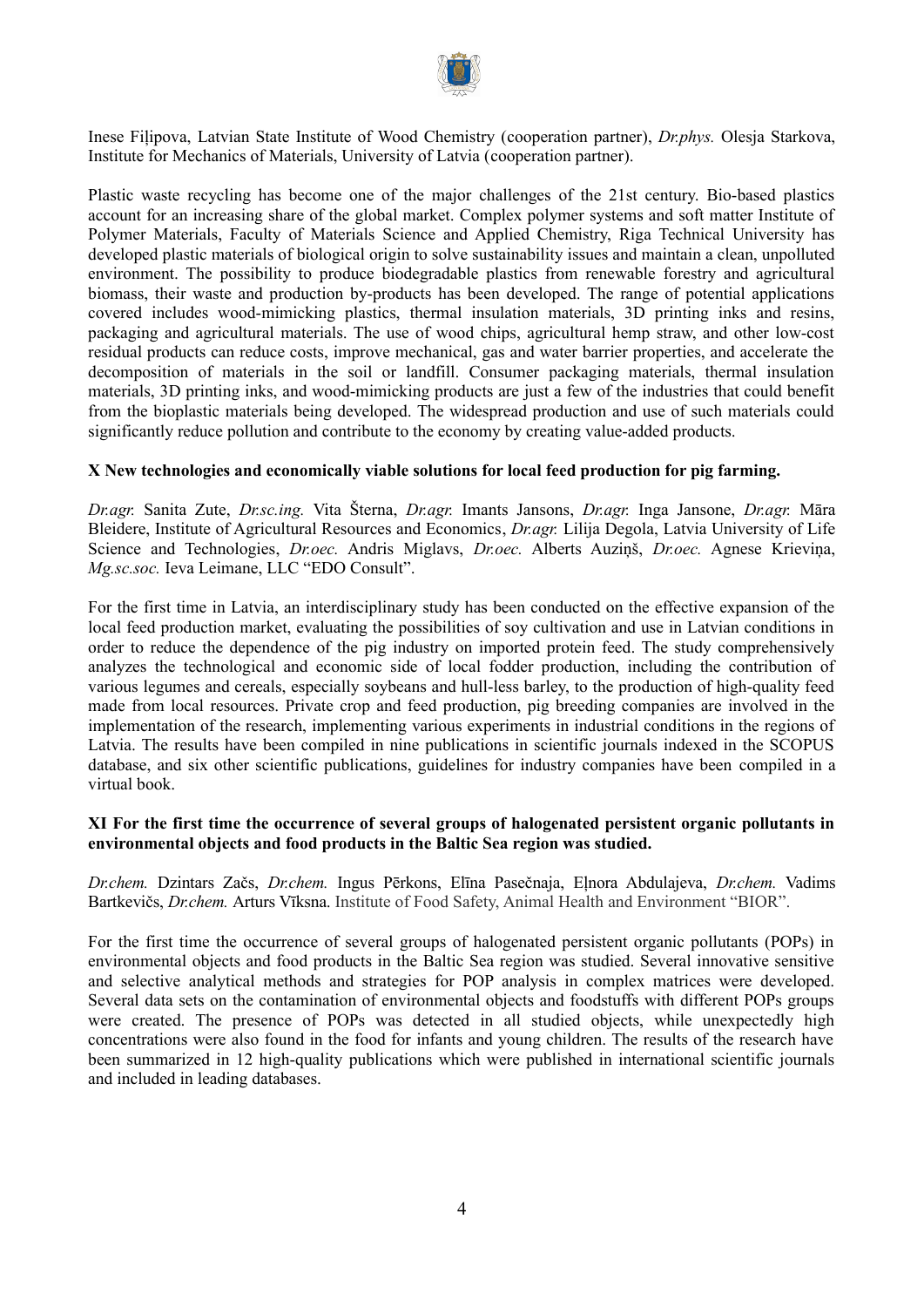Inese Fiļipova, Latvian State Institute of Wood Chemistry (cooperation partner), *Dr.phys.* Olesja Starkova, Institute for Mechanics of Materials, University of Latvia (cooperation partner).

Plastic waste recycling has become one of the major challenges of the 21st century. Bio-based plastics account for an increasing share of the global market. Complex polymer systems and soft matter Institute of Polymer Materials, Faculty of Materials Science and Applied Chemistry, Riga Technical University has developed plastic materials of biological origin to solve sustainability issues and maintain a clean, unpolluted environment. The possibility to produce biodegradable plastics from renewable forestry and agricultural biomass, their waste and production by-products has been developed. The range of potential applications covered includes wood-mimicking plastics, thermal insulation materials, 3D printing inks and resins, packaging and agricultural materials. The use of wood chips, agricultural hemp straw, and other low-cost residual products can reduce costs, improve mechanical, gas and water barrier properties, and accelerate the decomposition of materials in the soil or landfill. Consumer packaging materials, thermal insulation materials, 3D printing inks, and wood-mimicking products are just a few of the industries that could benefit from the bioplastic materials being developed. The widespread production and use of such materials could significantly reduce pollution and contribute to the economy by creating value-added products.

**X New technologies and economically viable solutions for local feed production for pig farming.**

*Dr.agr.* Sanita Zute, *Dr.sc.ing.* Vita Šterna, *Dr.agr.* Imants Jansons, *Dr.agr.* Inga Jansone, *Dr.agr.* Māra Bleidere, Institute of Agricultural Resources and Economics, *Dr.agr.* Lilija Degola, Latvia University of Life Science and Technologies, *Dr.oec.* Andris Miglavs, *Dr.oec.* Alberts Auziņš, *Dr.oec.* Agnese Krieviņa, *Mg.sc.soc.* Ieva Leimane, LLC "EDO Consult".

For the first time in Latvia, an interdisciplinary study has been conducted on the effective expansion of the local feed production market, evaluating the possibilities of soy cultivation and use in Latvian conditions in order to reduce the dependence of the pig industry on imported protein feed. The study comprehensively analyzes the technological and economic side of local fodder production, including the contribution of various legumes and cereals, especially soybeans and hull-less barley, to the production of high-quality feed made from local resources. Private crop and feed production, pig breeding companies are involved in the implementation of the research, implementing various experiments in industrial conditions in the regions of Latvia. The results have been compiled in nine publications in scientific journals indexed in the SCOPUS database, and six other scientific publications, guidelines for industry companies have been compiled in a virtual book.

**XI For the first time the occurrence of several groups of halogenated persistent organic pollutants in environmental objects and food products in the Baltic Sea region was studied.**

*Dr.chem.* Dzintars Začs, *Dr.chem.* Ingus Pērkons, Elīna Pasečnaja, Eļnora Abdulajeva, *Dr.chem.* Vadims Bartkevičs, *Dr.chem.* Arturs Vīksna. Institute of Food Safety, Animal Health and Environment "BIOR".

For the first time the occurrence of several groups of halogenated persistent organic pollutants (POPs) in environmental objects and food products in the Baltic Sea region was studied. Several innovative sensitive and selective analytical methods and strategies for POP analysis in complex matrices were developed. Several data sets on the contamination of environmental objects and foodstuffs with different POPs groups were created. The presence of POPs was detected in all studied objects, while unexpectedly high concentrations were also found in the food for infants and young children. The results of the research have been summarized in 12 high-quality publications which were published in international scientific journals and included in leading databases.